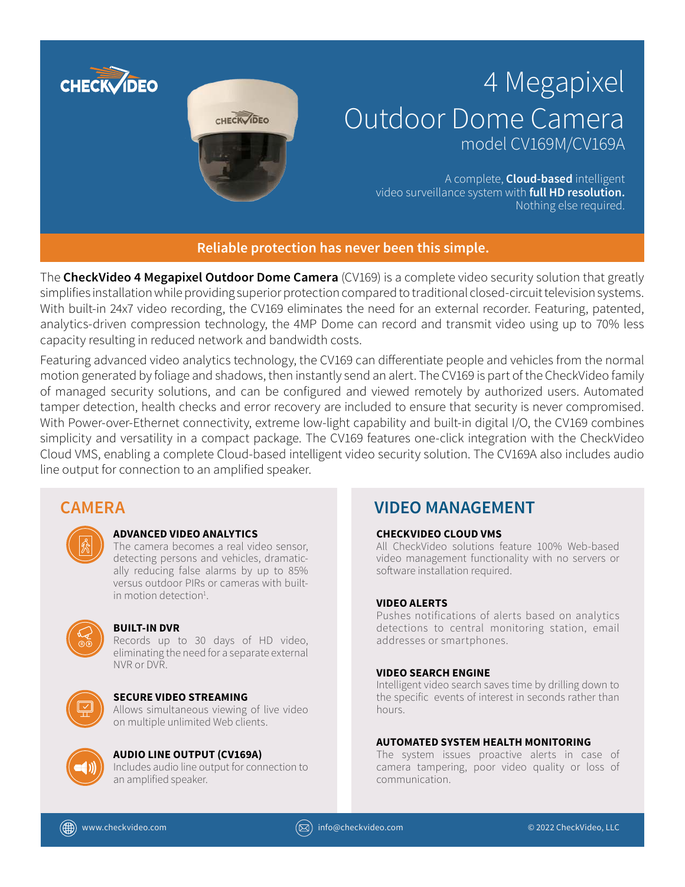# 4 Megapixel Outdoor Dome Camera

model CV169M/CV169A

A complete, **Cloud-based** intelligent video surveillance system with **full HD resolution.** Nothing else required.

**Reliable protection has never been this simple.**

The **CheckVideo 4 Megapixel Outdoor Dome Camera** (CV169) is a complete video security solution that greatly simplifies installation while providing superior protection compared to traditional closed-circuit television systems. With built-in 24x7 video recording, the CV169 eliminates the need for an external recorder. Featuring, patented, analytics-driven compression technology, the 4MP Dome can record and transmit video using up to 70% less capacity resulting in reduced network and bandwidth costs.

Featuring advanced video analytics technology, the CV169 can differentiate people and vehicles from the normal motion generated by foliage and shadows, then instantly send an alert. The CV169 is part of the CheckVideo family of managed security solutions, and can be configured and viewed remotely by authorized users. Automated tamper detection, health checks and error recovery are included to ensure that security is never compromised. With Power-over-Ethernet connectivity, extreme low-light capability and built-in digital I/O, the CV169 combines simplicity and versatility in a compact package. The CV169 features one-click integration with the CheckVideo Cloud VMS, enabling a complete Cloud-based intelligent video security solution. The CV169A also includes audio line output for connection to an amplified speaker.

## CAMERA

### ADVANCED VIDEO ANALYTICS

The camera becomes a real video sensor, detecting persons and vehicles, dramatically reducing false alarms by up to 85% versus outdoor PIRs or cameras with built-in motion detection[1].

### BUILT-IN DVR

Records up to 30 days of HD video, eliminating the need for a separate external NVR or DVR.

### SECURE VIDEO STREAMING

Allows simultaneous viewing of live video on multiple unlimited Web clients.

### AUDIO LINE OUTPUT (CV169A)

Includes audio line output for connection to an amplified speaker.

## VIDEO MANAGEMENT

### CHECKVIDEO CLOUD VMS

All CheckVideo solutions feature 100% Web-based video management functionality with no servers or software installation required.

### VIDEO ALERTS

Pushes notifications of alerts based on analytics detections to central monitoring station, email addresses or smartphones.

### VIDEO SEARCH ENGINE

Intelligent video search saves time by drilling down to the specific events of interest in seconds rather than hours.

### AUTOMATED SYSTEM HEALTH MONITORING

The system issues proactive alerts in case of camera tampering, poor video quality or loss of communication.

www.checkvideo.com | info@checkvideo.com | © 2022 CheckVideo, LLC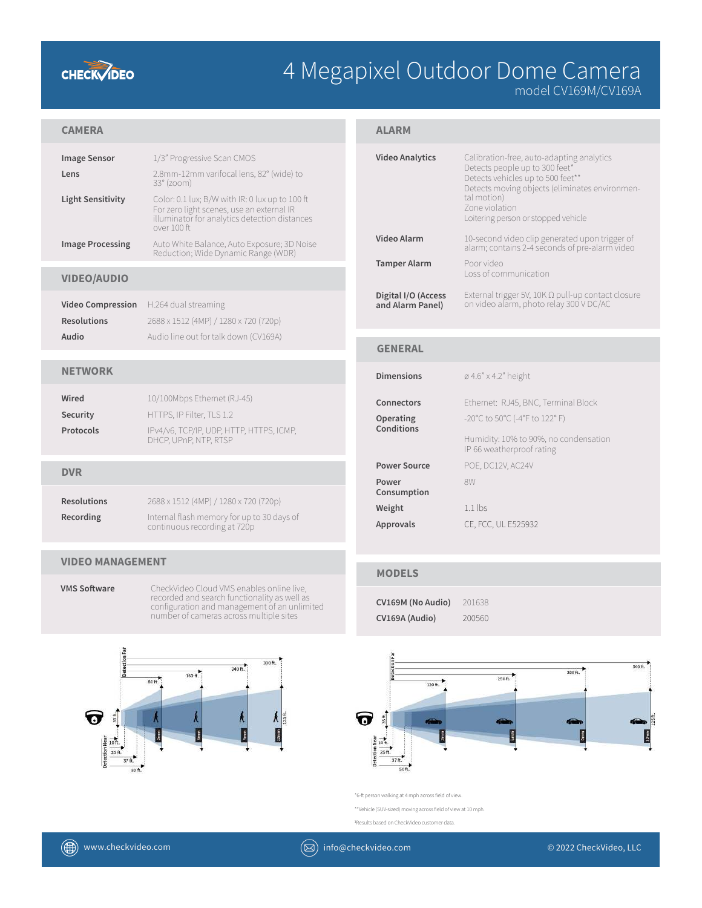# 4 Megapixel Outdoor Dome Camera

model CV169M/CV169A

## CAMERA

| | |
|---|---|
| **Image Sensor** | 1/3" Progressive Scan CMOS |
| **Lens** | 2.8mm-12mm varifocal lens, 82° (wide) to 33° (zoom) |
| **Light Sensitivity** | Color: 0.1 lux; B/W with IR: 0 lux up to 100 ft For zero light scenes, use an external IR illuminator for analytics detection distances over 100 ft |
| **Image Processing** | Auto White Balance, Auto Exposure; 3D Noise Reduction; Wide Dynamic Range (WDR) |

## VIDEO/AUDIO

| | |
|---|---|
| **Video Compression** | H.264 dual streaming |
| **Resolutions** | 2688 x 1512 (4MP) / 1280 x 720 (720p) |
| **Audio** | Audio line out for talk down (CV169A) |

## NETWORK

| | |
|---|---|
| **Wired** | 10/100Mbps Ethernet (RJ-45) |
| **Security** | HTTPS, IP Filter, TLS 1.2 |
| **Protocols** | IPv4/v6, TCP/IP, UDP, HTTP, HTTPS, ICMP, DHCP, UPnP, NTP, RTSP |

## DVR

| | |
|---|---|
| **Resolutions** | 2688 x 1512 (4MP) / 1280 x 720 (720p) |
| **Recording** | Internal flash memory for up to 30 days of continuous recording at 720p |

## VIDEO MANAGEMENT

| | |
|---|---|
| **VMS Software** | CheckVideo Cloud VMS enables online live, recorded and search functionality as well as configuration and management of an unlimited number of cameras across multiple sites |

## ALARM

| | |
|---|---|
| **Video Analytics** | Calibration-free, auto-adapting analytics<br>Detects people up to 300 feet*<br>Detects vehicles up to 500 feet**<br>Detects moving objects (eliminates environmental motion)<br>Zone violation<br>Loitering person or stopped vehicle |
| **Video Alarm** | 10-second video clip generated upon trigger of alarm; contains 2-4 seconds of pre-alarm video |
| **Tamper Alarm** | Poor video<br>Loss of communication |
| **Digital I/O (Access and Alarm Panel)** | External trigger 5V, 10K Ω pull-up contact closure on video alarm, photo relay 300 V DC/AC |

## GENERAL

| | |
|---|---|
| **Dimensions** | ø 4.6" x 4.2" height |
| **Connectors** | Ethernet: RJ45, BNC, Terminal Block |
| **Operating Conditions** | -20°C to 50°C (-4°F to 122° F)<br>Humidity: 10% to 90%, no condensation<br>IP 66 weatherproof rating |
| **Power Source** | POE, DC12V, AC24V |
| **Power Consumption** | 8W |
| **Weight** | 1.1 lbs |
| **Approvals** | CE, FCC, UL E525932 |

## MODELS

| | |
|---|---|
| **CV169M (No Audio)** | 201638 |
| **CV169A (Audio)** | 200560 |

Detection Far
300 ft.
240 ft.
160 ft.
80 ft.
35 ft.
125 ft.
Detection Near
10 ft.
25 ft.
37 ft.
50 ft.
3mm
6mm
9mm
12mm

Detection Far
500 ft.
380 ft.
250 ft.
120 ft.
35 ft.
125 ft.
Detection Near
10 ft.
25 ft.
37 ft.
50 ft.
3mm
6mm
9mm
12mm

*6-ft person walking at 4 mph across field of view.

**Vehicle (SUV-sized) moving across field of view at 10 mph.

¹Results based on CheckVideo customer data.

www.checkvideo.com | info@checkvideo.com | © 2022 CheckVideo, LLC